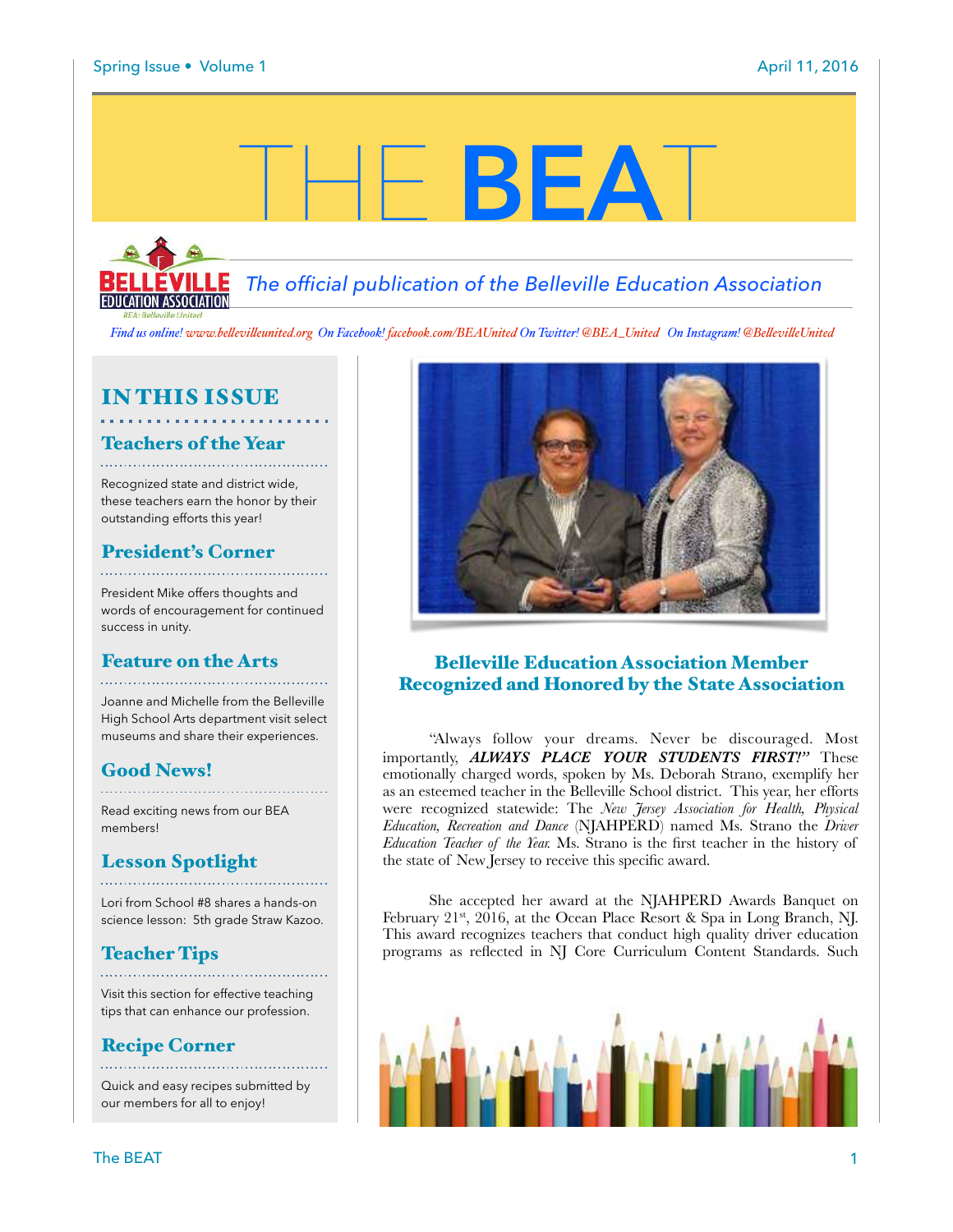Spring Issue • Volume 1 April 11, 2016

# THE BEAT

*The official publication of the Belleville Education Association*

*Find us online! www.bellevilleunited.org On Facebook! facebook.com/BEAUnited On Twitter! @BEA_United On Instagram! @BellevilleUnited*

## IN THIS ISSUE

### Teachers of the Year

Recognized state and district wide, these teachers earn the honor by their outstanding efforts this year!

### President's Corner

President Mike offers thoughts and words of encouragement for continued success in unity.

### Feature on the Arts

Joanne and Michelle from the Belleville High School Arts department visit select museums and share their experiences.

### Good News!

Read exciting news from our BEA members!

### Lesson Spotlight

Lori from School #8 shares a hands-on science lesson: 5th grade Straw Kazoo.

### Teacher Tips

Visit this section for effective teaching tips that can enhance our profession.

### Recipe Corner

Quick and easy recipes submitted by our members for all to enjoy!

## Belleville Education Association Member Recognized and Honored by the State Association

"Always follow your dreams. Never be discouraged. Most importantly, ***ALWAYS PLACE YOUR STUDENTS FIRST!"*** These emotionally charged words, spoken by Ms. Deborah Strano, exemplify her as an esteemed teacher in the Belleville School district. This year, her efforts were recognized statewide: The *New Jersey Association for Health, Physical Education, Recreation and Dance* (NJAHPERD) named Ms. Strano the *Driver Education Teacher of the Year.* Ms. Strano is the first teacher in the history of the state of New Jersey to receive this specific award.

She accepted her award at the NJAHPERD Awards Banquet on February 21st, 2016, at the Ocean Place Resort & Spa in Long Branch, NJ. This award recognizes teachers that conduct high quality driver education programs as reflected in NJ Core Curriculum Content Standards. Such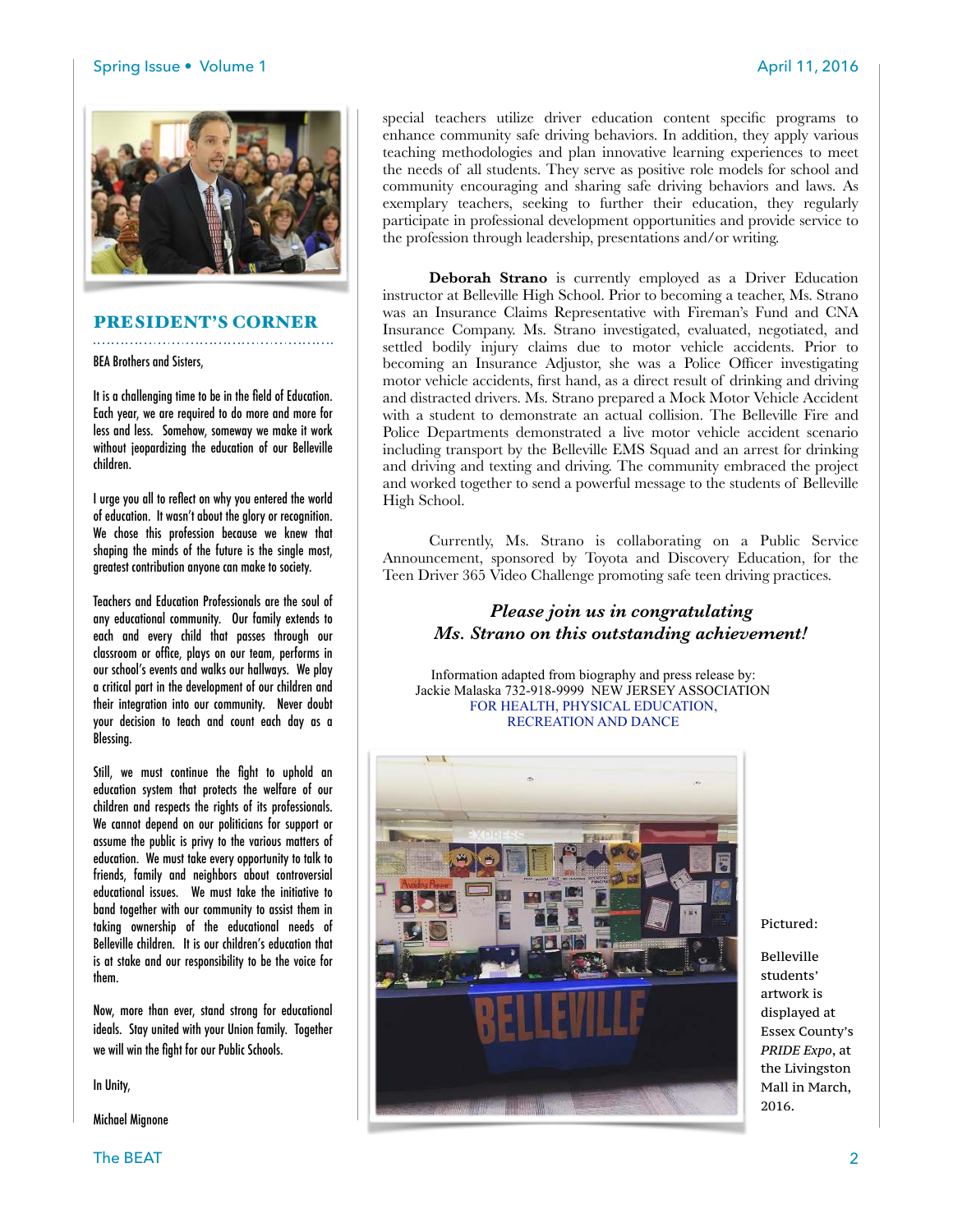## PRESIDENT'S CORNER

BEA Brothers and Sisters,

It is a challenging time to be in the field of Education. Each year, we are required to do more and more for less and less. Somehow, someway we make it work without jeopardizing the education of our Belleville children.

I urge you all to reflect on why you entered the world of education. It wasn't about the glory or recognition. We chose this profession because we knew that shaping the minds of the future is the single most, greatest contribution anyone can make to society.

Teachers and Education Professionals are the soul of any educational community. Our family extends to each and every child that passes through our classroom or office, plays on our team, performs in our school's events and walks our hallways. We play a critical part in the development of our children and their integration into our community. Never doubt your decision to teach and count each day as a Blessing.

Still, we must continue the fight to uphold an education system that protects the welfare of our children and respects the rights of its professionals. We cannot depend on our politicians for support or assume the public is privy to the various matters of education. We must take every opportunity to talk to friends, family and neighbors about controversial educational issues. We must take the initiative to band together with our community to assist them in taking ownership of the educational needs of Belleville children. It is our children's education that is at stake and our responsibility to be the voice for them.

Now, more than ever, stand strong for educational ideals. Stay united with your Union family. Together we will win the fight for our Public Schools.

In Unity,

Michael Mignone

special teachers utilize driver education content specific programs to enhance community safe driving behaviors. In addition, they apply various teaching methodologies and plan innovative learning experiences to meet the needs of all students. They serve as positive role models for school and community encouraging and sharing safe driving behaviors and laws. As exemplary teachers, seeking to further their education, they regularly participate in professional development opportunities and provide service to the profession through leadership, presentations and/or writing.

**Deborah Strano** is currently employed as a Driver Education instructor at Belleville High School. Prior to becoming a teacher, Ms. Strano was an Insurance Claims Representative with Fireman's Fund and CNA Insurance Company. Ms. Strano investigated, evaluated, negotiated, and settled bodily injury claims due to motor vehicle accidents. Prior to becoming an Insurance Adjustor, she was a Police Officer investigating motor vehicle accidents, first hand, as a direct result of drinking and driving and distracted drivers. Ms. Strano prepared a Mock Motor Vehicle Accident with a student to demonstrate an actual collision. The Belleville Fire and Police Departments demonstrated a live motor vehicle accident scenario including transport by the Belleville EMS Squad and an arrest for drinking and driving and texting and driving. The community embraced the project and worked together to send a powerful message to the students of Belleville High School.

Currently, Ms. Strano is collaborating on a Public Service Announcement, sponsored by Toyota and Discovery Education, for the Teen Driver 365 Video Challenge promoting safe teen driving practices.

***Please join us in congratulating Ms. Strano on this outstanding achievement!***

Information adapted from biography and press release by:
Jackie Malaska 732-918-9999 NEW JERSEY ASSOCIATION FOR HEALTH, PHYSICAL EDUCATION, RECREATION AND DANCE

Pictured:

Belleville students' artwork is displayed at Essex County's *PRIDE Expo*, at the Livingston Mall in March, 2016.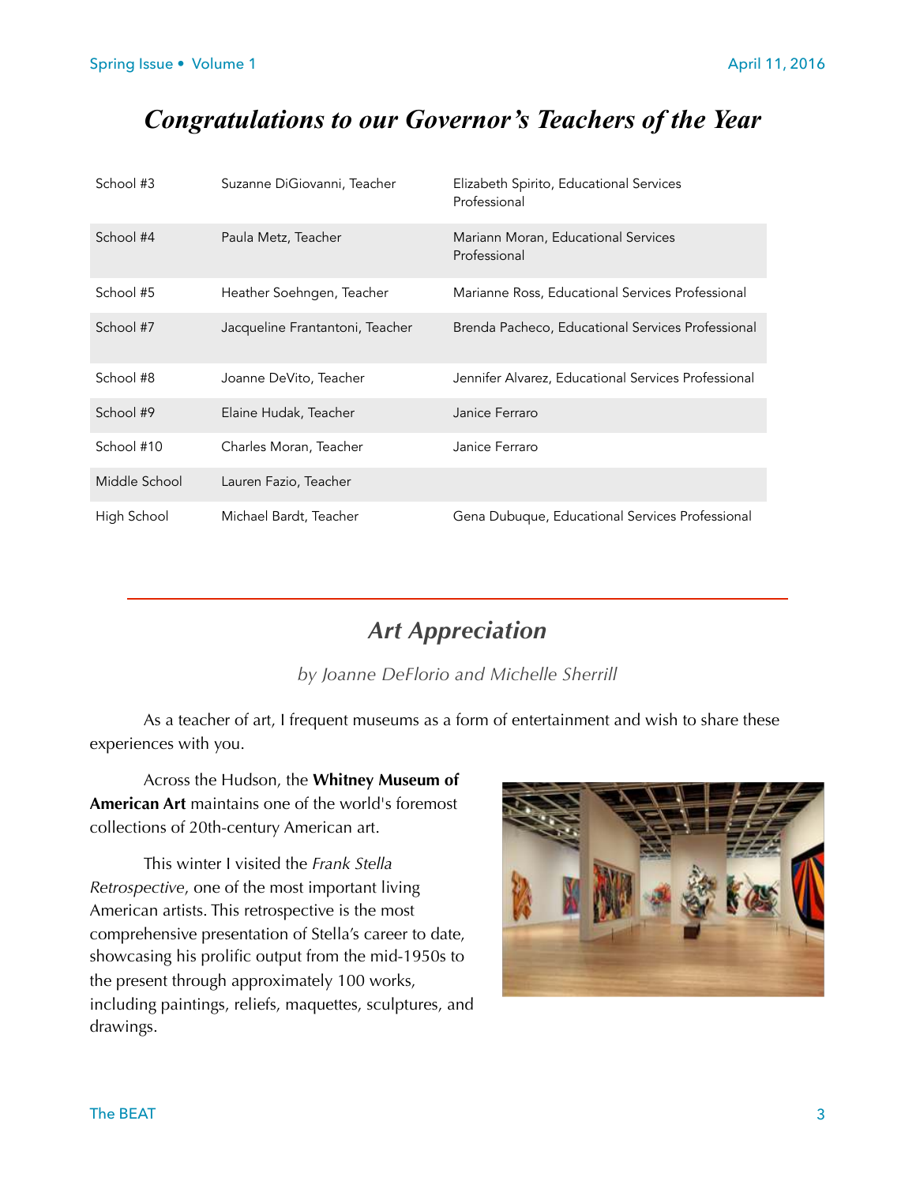# *Congratulations to our Governor's Teachers of the Year*

| | | |
|---|---|---|
| School #3 | Suzanne DiGiovanni, Teacher | Elizabeth Spirito, Educational Services Professional |
| School #4 | Paula Metz, Teacher | Mariann Moran, Educational Services Professional |
| School #5 | Heather Soehngen, Teacher | Marianne Ross, Educational Services Professional |
| School #7 | Jacqueline Frantantoni, Teacher | Brenda Pacheco, Educational Services Professional |
| School #8 | Joanne DeVito, Teacher | Jennifer Alvarez, Educational Services Professional |
| School #9 | Elaine Hudak, Teacher | Janice Ferraro |
| School #10 | Charles Moran, Teacher | Janice Ferraro |
| Middle School | Lauren Fazio, Teacher | |
| High School | Michael Bardt, Teacher | Gena Dubuque, Educational Services Professional |

---

## *Art Appreciation*

*by Joanne DeFlorio and Michelle Sherrill*

As a teacher of art, I frequent museums as a form of entertainment and wish to share these experiences with you.

Across the Hudson, the **Whitney Museum of American Art** maintains one of the world's foremost collections of 20th-century American art.

This winter I visited the *Frank Stella Retrospective*, one of the most important living American artists. This retrospective is the most comprehensive presentation of Stella's career to date, showcasing his prolific output from the mid-1950s to the present through approximately 100 works, including paintings, reliefs, maquettes, sculptures, and drawings.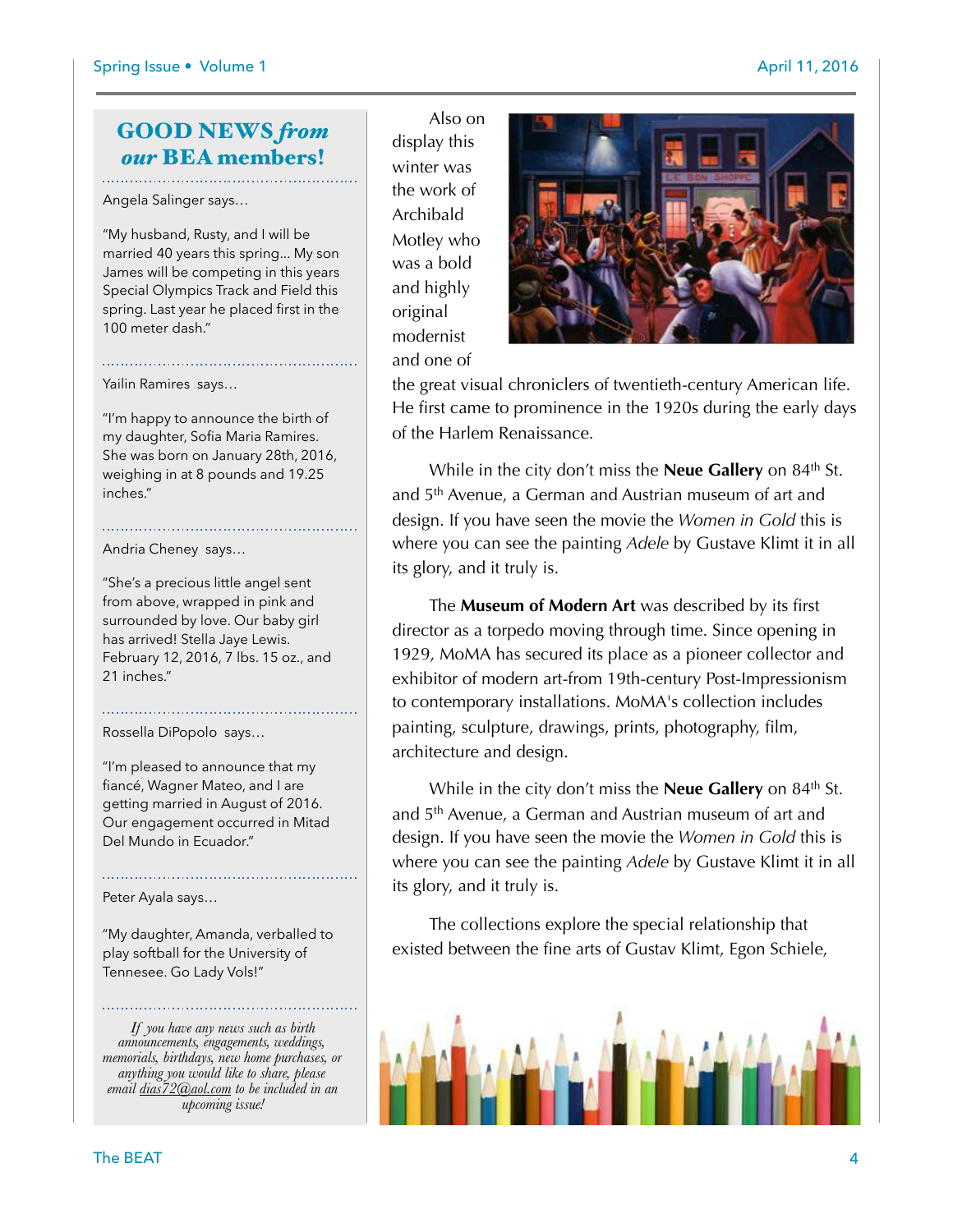## GOOD NEWS *from our* BEA members!

Angela Salinger says…

"My husband, Rusty, and I will be married 40 years this spring... My son James will be competing in this years Special Olympics Track and Field this spring. Last year he placed first in the 100 meter dash."

Yailin Ramires says…

"I'm happy to announce the birth of my daughter, Sofia Maria Ramires. She was born on January 28th, 2016, weighing in at 8 pounds and 19.25 inches."

Andria Cheney says…

"She's a precious little angel sent from above, wrapped in pink and surrounded by love. Our baby girl has arrived! Stella Jaye Lewis. February 12, 2016, 7 lbs. 15 oz., and 21 inches."

Rossella DiPopolo says…

"I'm pleased to announce that my fiancé, Wagner Mateo, and I are getting married in August of 2016. Our engagement occurred in Mitad Del Mundo in Ecuador."

Peter Ayala says…

"My daughter, Amanda, verballed to play softball for the University of Tennesee. Go Lady Vols!"

*If you have any news such as birth announcements, engagements, weddings, memorials, birthdays, new home purchases, or anything you would like to share, please email dias72@aol.com to be included in an upcoming issue!*

Also on display this winter was the work of Archibald Motley who was a bold and highly original modernist and one of the great visual chroniclers of twentieth-century American life. He first came to prominence in the 1920s during the early days of the Harlem Renaissance.

While in the city don't miss the **Neue Gallery** on 84th St. and 5th Avenue, a German and Austrian museum of art and design. If you have seen the movie the *Women in Gold* this is where you can see the painting *Adele* by Gustave Klimt it in all its glory, and it truly is.

The **Museum of Modern Art** was described by its first director as a torpedo moving through time. Since opening in 1929, MoMA has secured its place as a pioneer collector and exhibitor of modern art-from 19th-century Post-Impressionism to contemporary installations. MoMA's collection includes painting, sculpture, drawings, prints, photography, film, architecture and design.

While in the city don't miss the **Neue Gallery** on 84th St. and 5th Avenue, a German and Austrian museum of art and design. If you have seen the movie the *Women in Gold* this is where you can see the painting *Adele* by Gustave Klimt it in all its glory, and it truly is.

The collections explore the special relationship that existed between the fine arts of Gustav Klimt, Egon Schiele,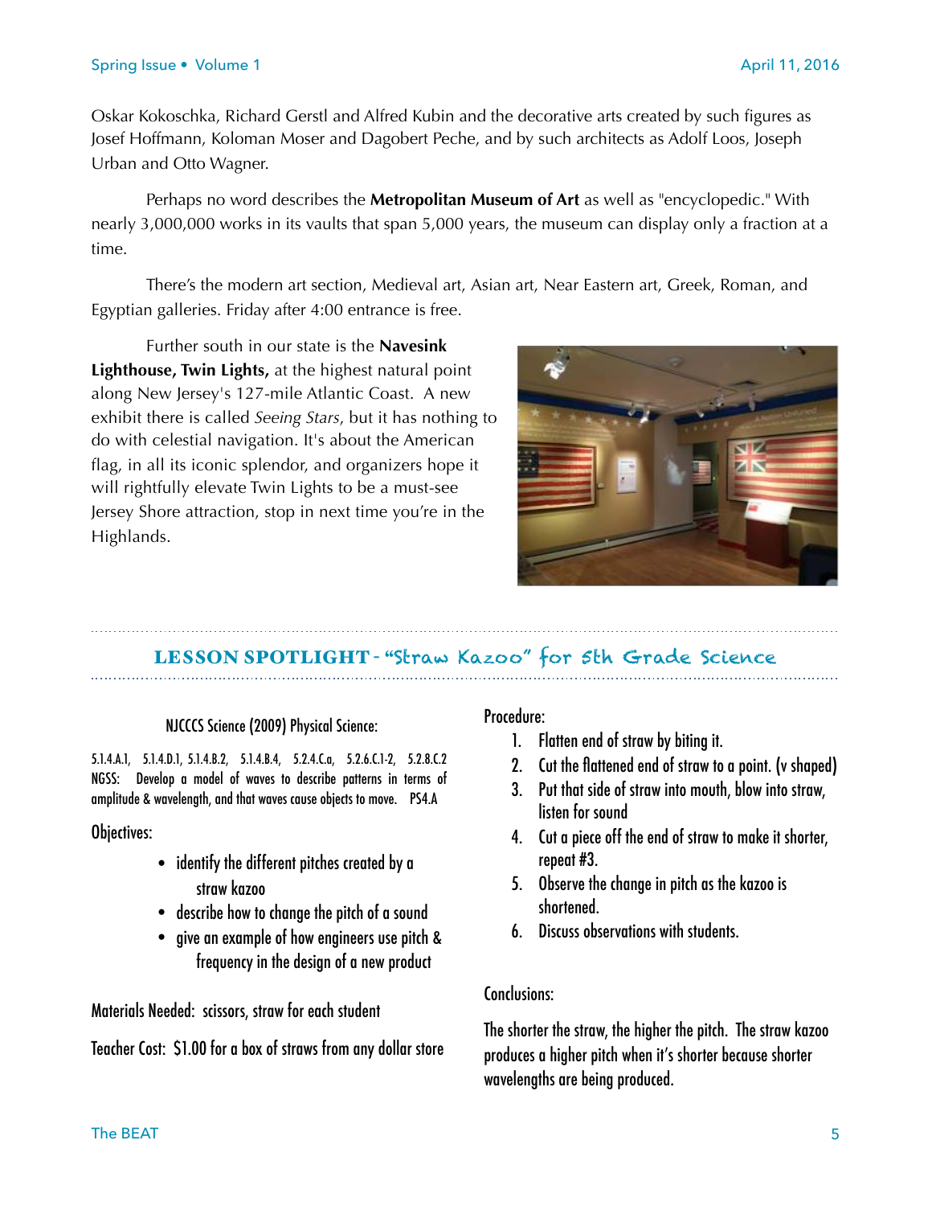Oskar Kokoschka, Richard Gerstl and Alfred Kubin and the decorative arts created by such figures as Josef Hoffmann, Koloman Moser and Dagobert Peche, and by such architects as Adolf Loos, Joseph Urban and Otto Wagner.

Perhaps no word describes the **Metropolitan Museum of Art** as well as "encyclopedic." With nearly 3,000,000 works in its vaults that span 5,000 years, the museum can display only a fraction at a time.

There's the modern art section, Medieval art, Asian art, Near Eastern art, Greek, Roman, and Egyptian galleries. Friday after 4:00 entrance is free.

Further south in our state is the **Navesink Lighthouse, Twin Lights,** at the highest natural point along New Jersey's 127-mile Atlantic Coast. A new exhibit there is called *Seeing Stars*, but it has nothing to do with celestial navigation. It's about the American flag, in all its iconic splendor, and organizers hope it will rightfully elevate Twin Lights to be a must-see Jersey Shore attraction, stop in next time you're in the Highlands.

## LESSON SPOTLIGHT - "Straw Kazoo" for 5th Grade Science

NJCCCS Science (2009) Physical Science:

5.1.4.A.1, 5.1.4.D.1, 5.1.4.B.2, 5.1.4.B.4, 5.2.4.C.a, 5.2.6.C.1-2, 5.2.8.C.2
NGSS: Develop a model of waves to describe patterns in terms of amplitude & wavelength, and that waves cause objects to move. PS4.A

Objectives:

- identify the different pitches created by a straw kazoo
- describe how to change the pitch of a sound
- give an example of how engineers use pitch & frequency in the design of a new product

Materials Needed: scissors, straw for each student

Teacher Cost: $1.00 for a box of straws from any dollar store

Procedure:

1. Flatten end of straw by biting it.
2. Cut the flattened end of straw to a point. (v shaped)
3. Put that side of straw into mouth, blow into straw, listen for sound
4. Cut a piece off the end of straw to make it shorter, repeat #3.
5. Observe the change in pitch as the kazoo is shortened.
6. Discuss observations with students.

Conclusions:

The shorter the straw, the higher the pitch. The straw kazoo produces a higher pitch when it's shorter because shorter wavelengths are being produced.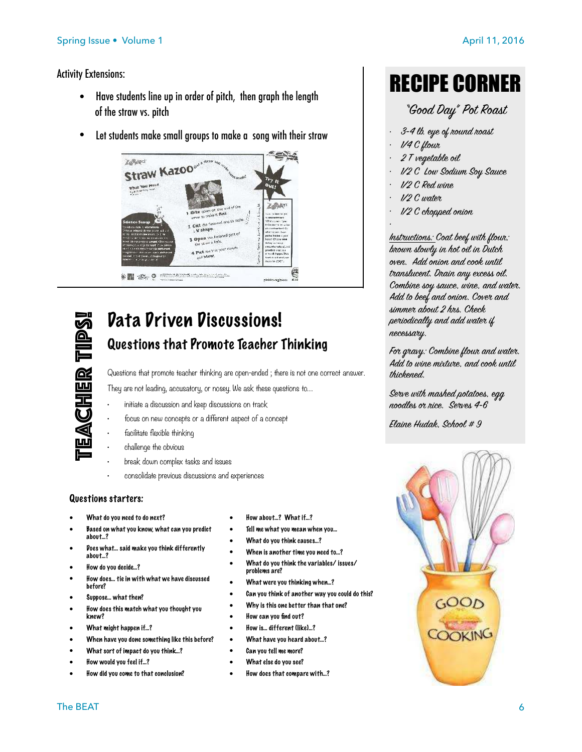Activity Extensions:

- Have students line up in order of pitch, then graph the length of the straw vs. pitch
- Let students make small groups to make a song with their straw

# TEACHER TIPS!

## Data Driven Discussions!

### Questions that Promote Teacher Thinking

Questions that promote teacher thinking are open-ended ; there is not one correct answer. They are not leading, accusatory, or nosey. We ask these questions to…

- initiate a discussion and keep discussions on track
- focus on new concepts or a different aspect of a concept
- facilitate flexible thinking
- challenge the obvious
- break down complex tasks and issues
- consolidate previous discussions and experiences

**Questions starters:**

- What do you need to do next?
- Based on what you know, what can you predict about…?
- Does what… said make you think differently about…?
- How do you decide…?
- How does… tie in with what we have discussed before?
- Suppose… what then?
- How does this match what you thought you knew?
- What might happen if…?
- When have you done something like this before?
- What sort of impact do you think…?
- How would you feel if…?
- How did you come to that conclusion?
- How about…? What if…?
- Tell me what you mean when you…
- What do you think causes…?
- When is another time you need to…?
- What do you think the variables/ issues/ problems are?
- What were you thinking when…?
- Can you think of another way you could do this?
- Why is this one better than that one?
- How can you find out?
- How is… different (like)…?
- What have you heard about…?
- Can you tell me more?
- What else do you see?
- How does that compare with…?

# RECIPE CORNER

## *"Good Day" Pot Roast*

- *3-4 lb. eye of round roast*
- *1/4 C flour*
- *2 T vegetable oil*
- *1/2 C Low Sodium Soy Sauce*
- *1/2 C Red wine*
- *1/2 C water*
- *1/2 C chopped onion*

*Instructions: Coat beef with flour; brown slowly in hot oil in Dutch oven. Add onion and cook until translucent. Drain any excess oil. Combine soy sauce, wine, and water. Add to beef and onion. Cover and simmer about 2 hrs. Check periodically and add water if necessary.*

*For gravy: Combine flour and water. Add to wine mixture, and cook until thickened.*

*Serve with mashed potatoes, egg noodles or rice. Serves 4-6*

*Elaine Hudak, School # 9*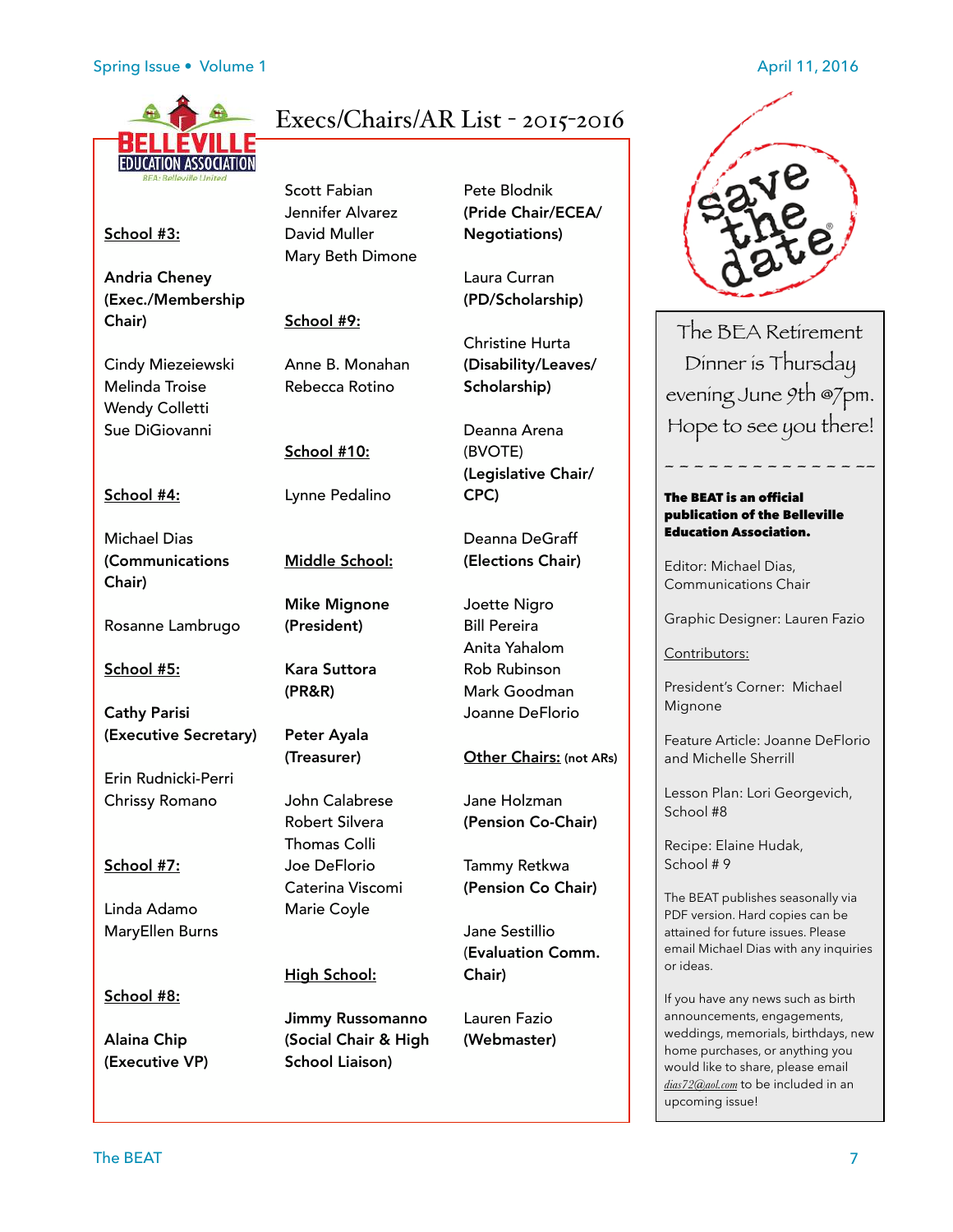# Execs/Chairs/AR List - 2015-2016

**School #3:**

**Andria Cheney (Exec./Membership Chair)**

Cindy Miezeiewski
Melinda Troise
Wendy Colletti
Sue DiGiovanni

**School #4:**

Michael Dias **(Communications Chair)**

Rosanne Lambrugo

**School #5:**

**Cathy Parisi (Executive Secretary)**

Erin Rudnicki-Perri
Chrissy Romano

**School #7:**

Linda Adamo
MaryEllen Burns

**School #8:**

**Alaina Chip (Executive VP)**

Scott Fabian
Jennifer Alvarez
David Muller
Mary Beth Dimone

**School #9:**

Anne B. Monahan
Rebecca Rotino

**School #10:**

Lynne Pedalino

**Middle School:**

**Mike Mignone (President)**

**Kara Suttora (PR&R)**

**Peter Ayala (Treasurer)**

John Calabrese
Robert Silvera
Thomas Colli
Joe DeFlorio
Caterina Viscomi
Marie Coyle

**High School:**

**Jimmy Russomanno (Social Chair & High School Liaison)**

Pete Blodnik **(Pride Chair/ECEA/ Negotiations)**

Laura Curran **(PD/Scholarship)**

Christine Hurta **(Disability/Leaves/ Scholarship)**

Deanna Arena (BVOTE) **(Legislative Chair/ CPC)**

Deanna DeGraff **(Elections Chair)**

Joette Nigro
Bill Pereira
Anita Yahalom
Rob Rubinson
Mark Goodman
Joanne DeFlorio

**Other Chairs:** (not ARs)

Jane Holzman **(Pension Co-Chair)**

Tammy Retkwa **(Pension Co Chair)**

Jane Sestillio **(Evaluation Comm. Chair)**

Lauren Fazio **(Webmaster)**

save the date

The BEA Retirement Dinner is Thursday evening June 9th @7pm. Hope to see you there!

---

**The BEAT is an official publication of the Belleville Education Association.**

Editor: Michael Dias, Communications Chair

Graphic Designer: Lauren Fazio

Contributors:

President's Corner: Michael Mignone

Feature Article: Joanne DeFlorio and Michelle Sherrill

Lesson Plan: Lori Georgevich, School #8

Recipe: Elaine Hudak, School # 9

The BEAT publishes seasonally via PDF version. Hard copies can be attained for future issues. Please email Michael Dias with any inquiries or ideas.

If you have any news such as birth announcements, engagements, weddings, memorials, birthdays, new home purchases, or anything you would like to share, please email dias72@aol.com to be included in an upcoming issue!